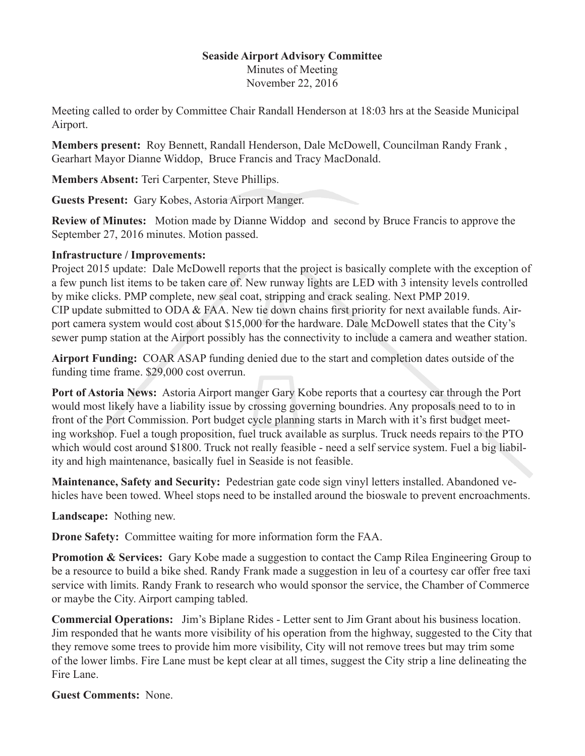**Seaside Airport Advisory Committee**

Minutes of Meeting

November 22, 2016

Meeting called to order by Committee Chair Randall Henderson at 18:03 hrs at the Seaside Municipal Airport.

**Members present:** Roy Bennett, Randall Henderson, Dale McDowell, Councilman Randy Frank , Gearhart Mayor Dianne Widdop, Bruce Francis and Tracy MacDonald.

**Members Absent:** Teri Carpenter, Steve Phillips.

**Guests Present:** Gary Kobes, Astoria Airport Manger.

**Review of Minutes:** Motion made by Dianne Widdop and second by Bruce Francis to approve the September 27, 2016 minutes. Motion passed.

**Infrastructure / Improvements:**

Project 2015 update: Dale McDowell reports that the project is basically complete with the exception of a few punch list items to be taken care of. New runway lights are LED with 3 intensity levels controlled by mike clicks. PMP complete, new seal coat, stripping and crack sealing. Next PMP 2019.

CIP update submitted to ODA & FAA. New tie down chains first priority for next available funds. Airport camera system would cost about $15,000 for the hardware. Dale McDowell states that the City's sewer pump station at the Airport possibly has the connectivity to include a camera and weather station.

**Airport Funding:** COAR ASAP funding denied due to the start and completion dates outside of the funding time frame. $29,000 cost overrun.

**Port of Astoria News:** Astoria Airport manger Gary Kobe reports that a courtesy car through the Port would most likely have a liability issue by crossing governing boundries. Any proposals need to to in front of the Port Commission. Port budget cycle planning starts in March with it's first budget meeting workshop. Fuel a tough proposition, fuel truck available as surplus. Truck needs repairs to the PTO which would cost around $1800. Truck not really feasible - need a self service system. Fuel a big liability and high maintenance, basically fuel in Seaside is not feasible.

**Maintenance, Safety and Security:** Pedestrian gate code sign vinyl letters installed. Abandoned vehicles have been towed. Wheel stops need to be installed around the bioswale to prevent encroachments.

**Landscape:** Nothing new.

**Drone Safety:** Committee waiting for more information form the FAA.

**Promotion & Services:** Gary Kobe made a suggestion to contact the Camp Rilea Engineering Group to be a resource to build a bike shed. Randy Frank made a suggestion in leu of a courtesy car offer free taxi service with limits. Randy Frank to research who would sponsor the service, the Chamber of Commerce or maybe the City. Airport camping tabled.

**Commercial Operations:** Jim's Biplane Rides - Letter sent to Jim Grant about his business location. Jim responded that he wants more visibility of his operation from the highway, suggested to the City that they remove some trees to provide him more visibility, City will not remove trees but may trim some of the lower limbs. Fire Lane must be kept clear at all times, suggest the City strip a line delineating the Fire Lane.

**Guest Comments:** None.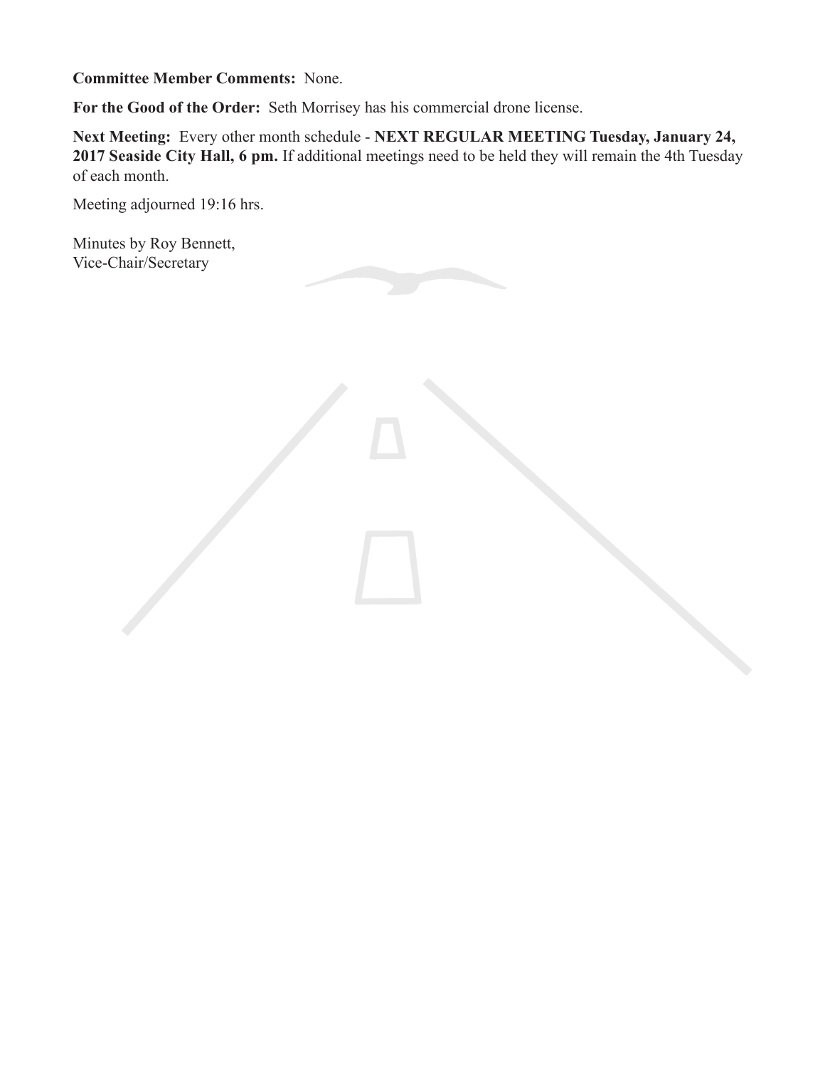**Committee Member Comments:** None.

**For the Good of the Order:** Seth Morrisey has his commercial drone license.

**Next Meeting:** Every other month schedule - **NEXT REGULAR MEETING Tuesday, January 24, 2017 Seaside City Hall, 6 pm.** If additional meetings need to be held they will remain the 4th Tuesday of each month.

Meeting adjourned 19:16 hrs.

Minutes by Roy Bennett,
Vice-Chair/Secretary